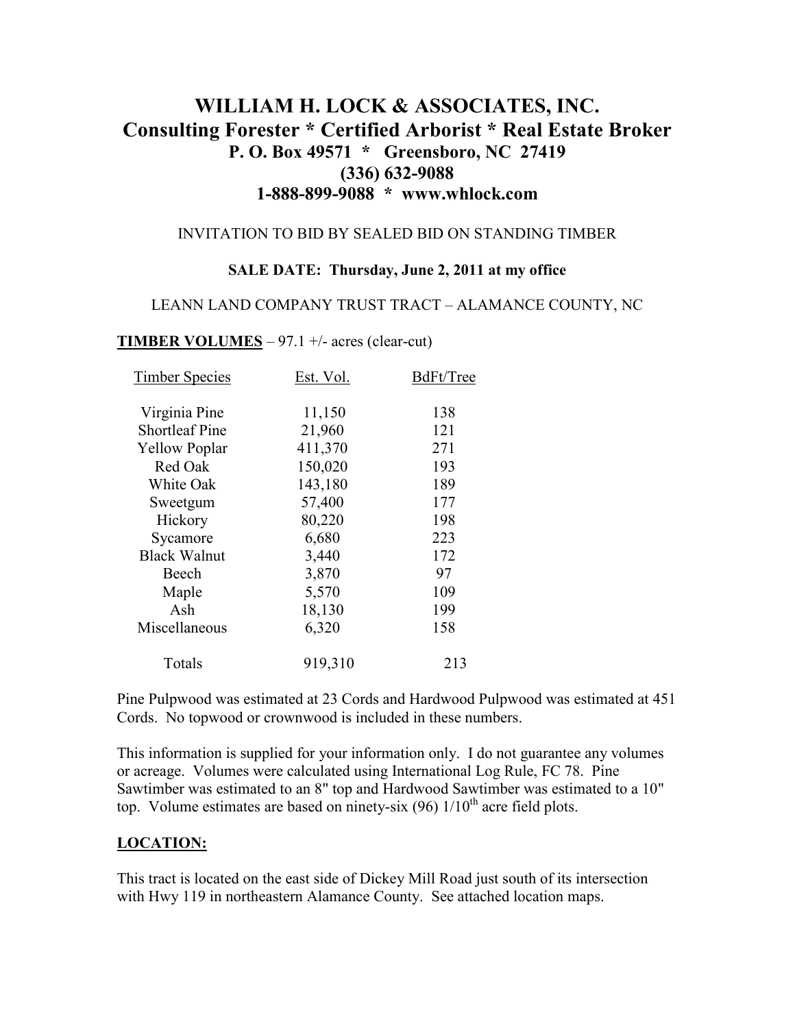# WILLIAM H. LOCK & ASSOCIATES, INC.
## Consulting Forester * Certified Arborist * Real Estate Broker
### P. O. Box 49571 * Greensboro, NC 27419
### (336) 632-9088
### 1-888-899-9088 * www.whlock.com

INVITATION TO BID BY SEALED BID ON STANDING TIMBER

**SALE DATE: Thursday, June 2, 2011 at my office**

LEANN LAND COMPANY TRUST TRACT – ALAMANCE COUNTY, NC

**TIMBER VOLUMES** – 97.1 +/- acres (clear-cut)

| Timber Species | Est. Vol. | BdFt/Tree |
|---|---|---|
| Virginia Pine | 11,150 | 138 |
| Shortleaf Pine | 21,960 | 121 |
| Yellow Poplar | 411,370 | 271 |
| Red Oak | 150,020 | 193 |
| White Oak | 143,180 | 189 |
| Sweetgum | 57,400 | 177 |
| Hickory | 80,220 | 198 |
| Sycamore | 6,680 | 223 |
| Black Walnut | 3,440 | 172 |
| Beech | 3,870 | 97 |
| Maple | 5,570 | 109 |
| Ash | 18,130 | 199 |
| Miscellaneous | 6,320 | 158 |
| Totals | 919,310 | 213 |

Pine Pulpwood was estimated at 23 Cords and Hardwood Pulpwood was estimated at 451 Cords. No topwood or crownwood is included in these numbers.

This information is supplied for your information only. I do not guarantee any volumes or acreage. Volumes were calculated using International Log Rule, FC 78. Pine Sawtimber was estimated to an 8" top and Hardwood Sawtimber was estimated to a 10" top. Volume estimates are based on ninety-six (96) 1/10th acre field plots.

**LOCATION:**

This tract is located on the east side of Dickey Mill Road just south of its intersection with Hwy 119 in northeastern Alamance County. See attached location maps.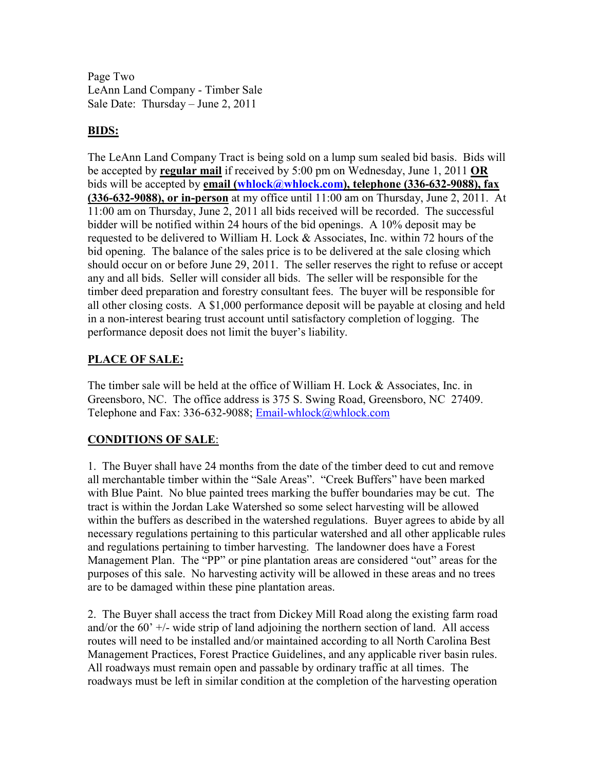Page Two
LeAnn Land Company - Timber Sale
Sale Date: Thursday – June 2, 2011

**BIDS:**

The LeAnn Land Company Tract is being sold on a lump sum sealed bid basis. Bids will be accepted by **regular mail** if received by 5:00 pm on Wednesday, June 1, 2011 **OR** bids will be accepted by **email (whlock@whlock.com), telephone (336-632-9088), fax (336-632-9088), or in-person** at my office until 11:00 am on Thursday, June 2, 2011. At 11:00 am on Thursday, June 2, 2011 all bids received will be recorded. The successful bidder will be notified within 24 hours of the bid openings. A 10% deposit may be requested to be delivered to William H. Lock & Associates, Inc. within 72 hours of the bid opening. The balance of the sales price is to be delivered at the sale closing which should occur on or before June 29, 2011. The seller reserves the right to refuse or accept any and all bids. Seller will consider all bids. The seller will be responsible for the timber deed preparation and forestry consultant fees. The buyer will be responsible for all other closing costs. A $1,000 performance deposit will be payable at closing and held in a non-interest bearing trust account until satisfactory completion of logging. The performance deposit does not limit the buyer's liability.

**PLACE OF SALE:**

The timber sale will be held at the office of William H. Lock & Associates, Inc. in Greensboro, NC. The office address is 375 S. Swing Road, Greensboro, NC 27409. Telephone and Fax: 336-632-9088; Email-whlock@whlock.com

**CONDITIONS OF SALE**:

1. The Buyer shall have 24 months from the date of the timber deed to cut and remove all merchantable timber within the "Sale Areas". "Creek Buffers" have been marked with Blue Paint. No blue painted trees marking the buffer boundaries may be cut. The tract is within the Jordan Lake Watershed so some select harvesting will be allowed within the buffers as described in the watershed regulations. Buyer agrees to abide by all necessary regulations pertaining to this particular watershed and all other applicable rules and regulations pertaining to timber harvesting. The landowner does have a Forest Management Plan. The "PP" or pine plantation areas are considered "out" areas for the purposes of this sale. No harvesting activity will be allowed in these areas and no trees are to be damaged within these pine plantation areas.

2. The Buyer shall access the tract from Dickey Mill Road along the existing farm road and/or the 60' +/- wide strip of land adjoining the northern section of land. All access routes will need to be installed and/or maintained according to all North Carolina Best Management Practices, Forest Practice Guidelines, and any applicable river basin rules. All roadways must remain open and passable by ordinary traffic at all times. The roadways must be left in similar condition at the completion of the harvesting operation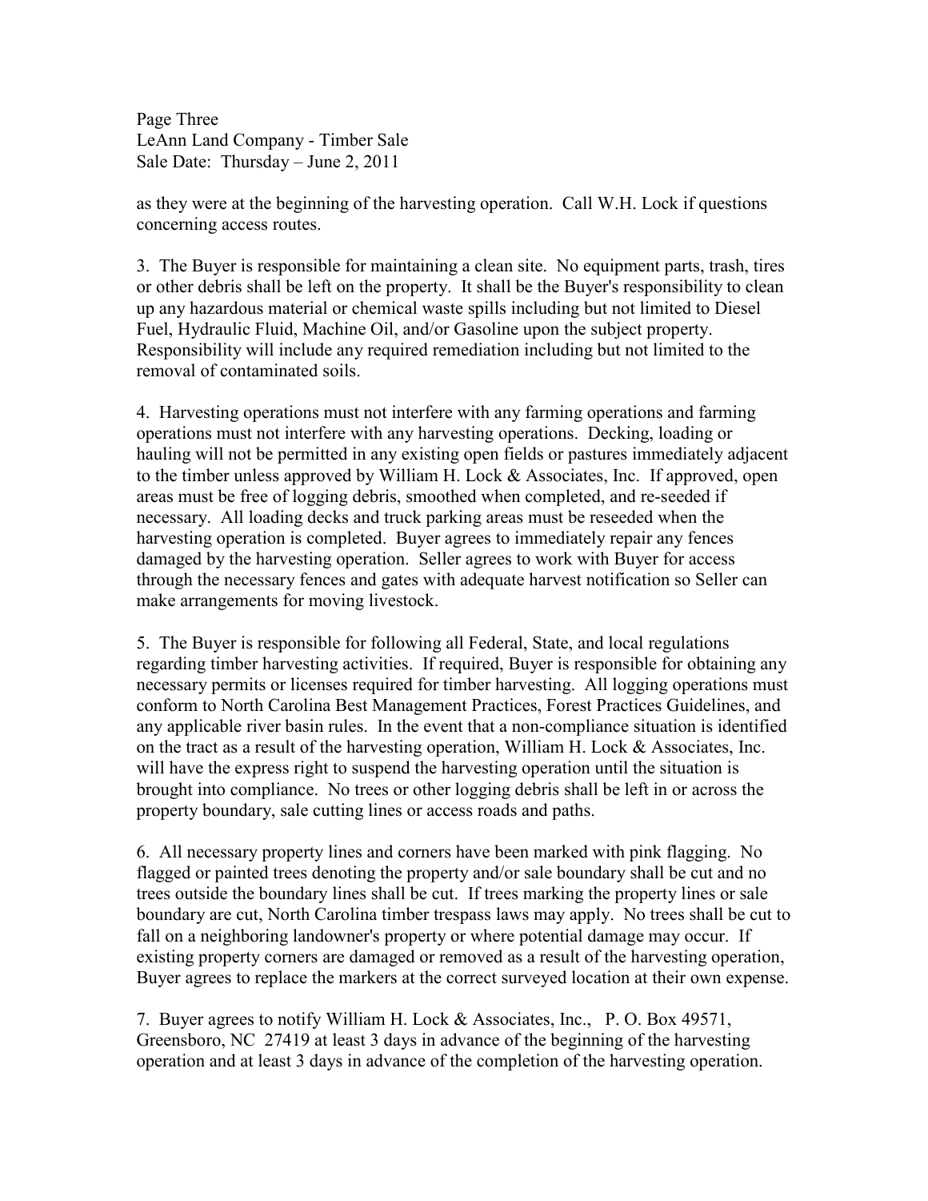as they were at the beginning of the harvesting operation. Call W.H. Lock if questions concerning access routes.

3. The Buyer is responsible for maintaining a clean site. No equipment parts, trash, tires or other debris shall be left on the property. It shall be the Buyer's responsibility to clean up any hazardous material or chemical waste spills including but not limited to Diesel Fuel, Hydraulic Fluid, Machine Oil, and/or Gasoline upon the subject property. Responsibility will include any required remediation including but not limited to the removal of contaminated soils.

4. Harvesting operations must not interfere with any farming operations and farming operations must not interfere with any harvesting operations. Decking, loading or hauling will not be permitted in any existing open fields or pastures immediately adjacent to the timber unless approved by William H. Lock & Associates, Inc. If approved, open areas must be free of logging debris, smoothed when completed, and re-seeded if necessary. All loading decks and truck parking areas must be reseeded when the harvesting operation is completed. Buyer agrees to immediately repair any fences damaged by the harvesting operation. Seller agrees to work with Buyer for access through the necessary fences and gates with adequate harvest notification so Seller can make arrangements for moving livestock.

5. The Buyer is responsible for following all Federal, State, and local regulations regarding timber harvesting activities. If required, Buyer is responsible for obtaining any necessary permits or licenses required for timber harvesting. All logging operations must conform to North Carolina Best Management Practices, Forest Practices Guidelines, and any applicable river basin rules. In the event that a non-compliance situation is identified on the tract as a result of the harvesting operation, William H. Lock & Associates, Inc. will have the express right to suspend the harvesting operation until the situation is brought into compliance. No trees or other logging debris shall be left in or across the property boundary, sale cutting lines or access roads and paths.

6. All necessary property lines and corners have been marked with pink flagging. No flagged or painted trees denoting the property and/or sale boundary shall be cut and no trees outside the boundary lines shall be cut. If trees marking the property lines or sale boundary are cut, North Carolina timber trespass laws may apply. No trees shall be cut to fall on a neighboring landowner's property or where potential damage may occur. If existing property corners are damaged or removed as a result of the harvesting operation, Buyer agrees to replace the markers at the correct surveyed location at their own expense.

7. Buyer agrees to notify William H. Lock & Associates, Inc., P. O. Box 49571, Greensboro, NC 27419 at least 3 days in advance of the beginning of the harvesting operation and at least 3 days in advance of the completion of the harvesting operation.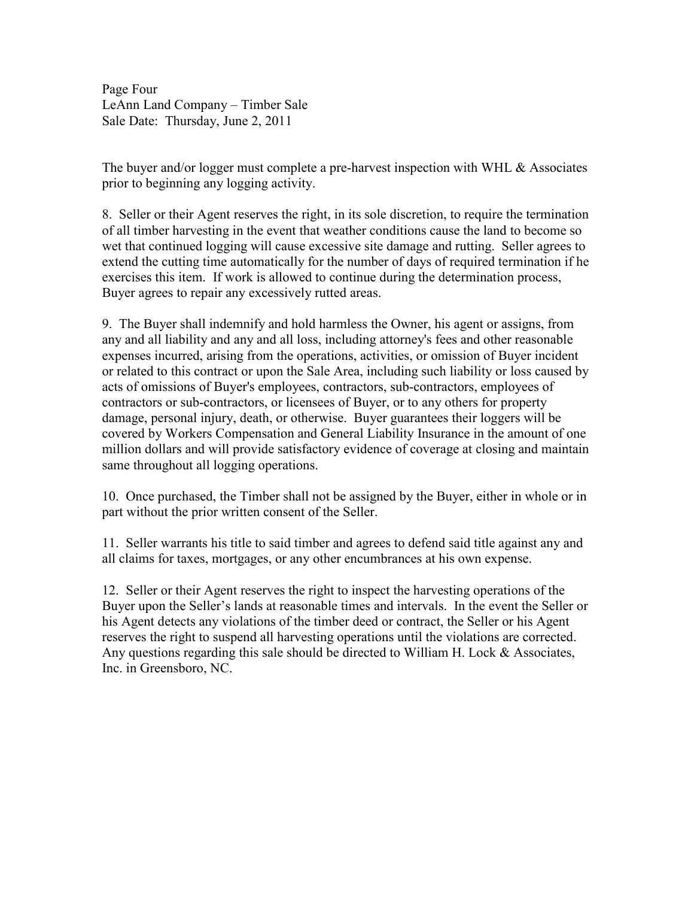The buyer and/or logger must complete a pre-harvest inspection with WHL & Associates prior to beginning any logging activity.

8. Seller or their Agent reserves the right, in its sole discretion, to require the termination of all timber harvesting in the event that weather conditions cause the land to become so wet that continued logging will cause excessive site damage and rutting. Seller agrees to extend the cutting time automatically for the number of days of required termination if he exercises this item. If work is allowed to continue during the determination process, Buyer agrees to repair any excessively rutted areas.

9. The Buyer shall indemnify and hold harmless the Owner, his agent or assigns, from any and all liability and any and all loss, including attorney's fees and other reasonable expenses incurred, arising from the operations, activities, or omission of Buyer incident or related to this contract or upon the Sale Area, including such liability or loss caused by acts of omissions of Buyer's employees, contractors, sub-contractors, employees of contractors or sub-contractors, or licensees of Buyer, or to any others for property damage, personal injury, death, or otherwise. Buyer guarantees their loggers will be covered by Workers Compensation and General Liability Insurance in the amount of one million dollars and will provide satisfactory evidence of coverage at closing and maintain same throughout all logging operations.

10. Once purchased, the Timber shall not be assigned by the Buyer, either in whole or in part without the prior written consent of the Seller.

11. Seller warrants his title to said timber and agrees to defend said title against any and all claims for taxes, mortgages, or any other encumbrances at his own expense.

12. Seller or their Agent reserves the right to inspect the harvesting operations of the Buyer upon the Seller's lands at reasonable times and intervals. In the event the Seller or his Agent detects any violations of the timber deed or contract, the Seller or his Agent reserves the right to suspend all harvesting operations until the violations are corrected. Any questions regarding this sale should be directed to William H. Lock & Associates, Inc. in Greensboro, NC.